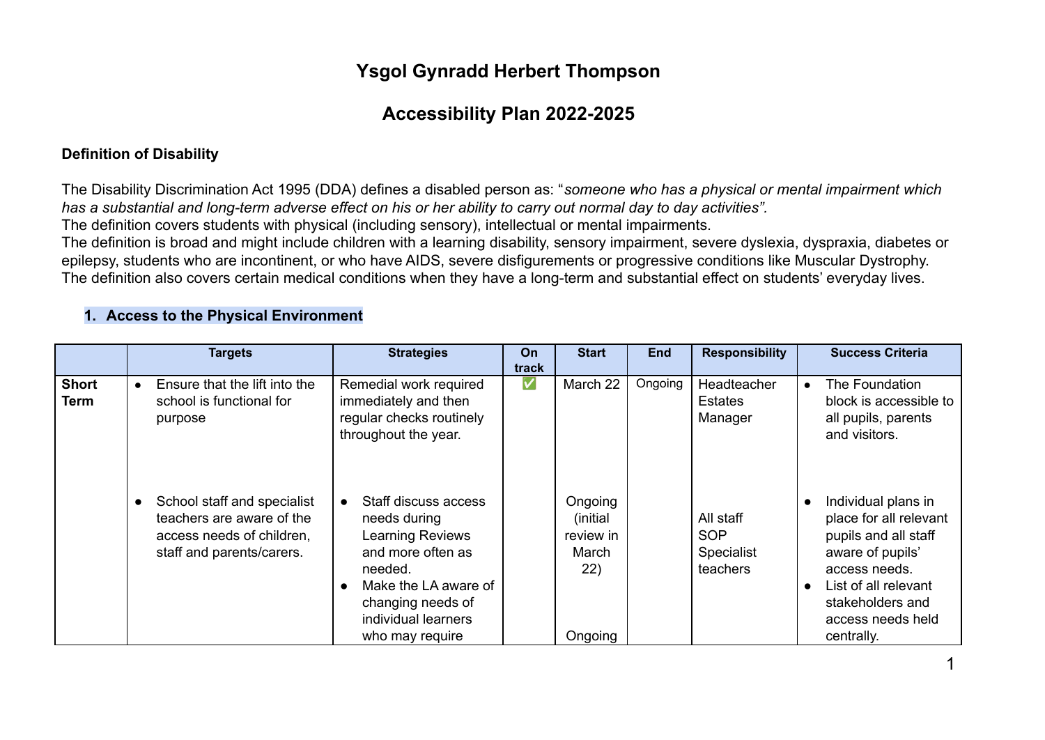# Ysgol Gynradd Herbert Thompson

## Accessibility Plan 2022-2025

**Definition of Disability**

The Disability Discrimination Act 1995 (DDA) defines a disabled person as: "*someone who has a physical or mental impairment which has a substantial and long-term adverse effect on his or her ability to carry out normal day to day activities".*
The definition covers students with physical (including sensory), intellectual or mental impairments.
The definition is broad and might include children with a learning disability, sensory impairment, severe dyslexia, dyspraxia, diabetes or epilepsy, students who are incontinent, or who have AIDS, severe disfigurements or progressive conditions like Muscular Dystrophy.
The definition also covers certain medical conditions when they have a long-term and substantial effect on students' everyday lives.

### 1. Access to the Physical Environment

| | Targets | Strategies | On track | Start | End | Responsibility | Success Criteria |
|---|---|---|---|---|---|---|---|
| **Short Term** | • Ensure that the lift into the school is functional for purpose | Remedial work required immediately and then regular checks routinely throughout the year. | ✅ | March 22 | Ongoing | Headteacher<br>Estates Manager | • The Foundation block is accessible to all pupils, parents and visitors. |
| | • School staff and specialist teachers are aware of the access needs of children, staff and parents/carers. | • Staff discuss access needs during Learning Reviews and more often as needed.<br>• Make the LA aware of changing needs of individual learners who may require | | Ongoing (initial review in March 22)<br><br>Ongoing | | All staff<br>SOP<br>Specialist teachers | • Individual plans in place for all relevant pupils and all staff aware of pupils' access needs.<br>• List of all relevant stakeholders and access needs held centrally. |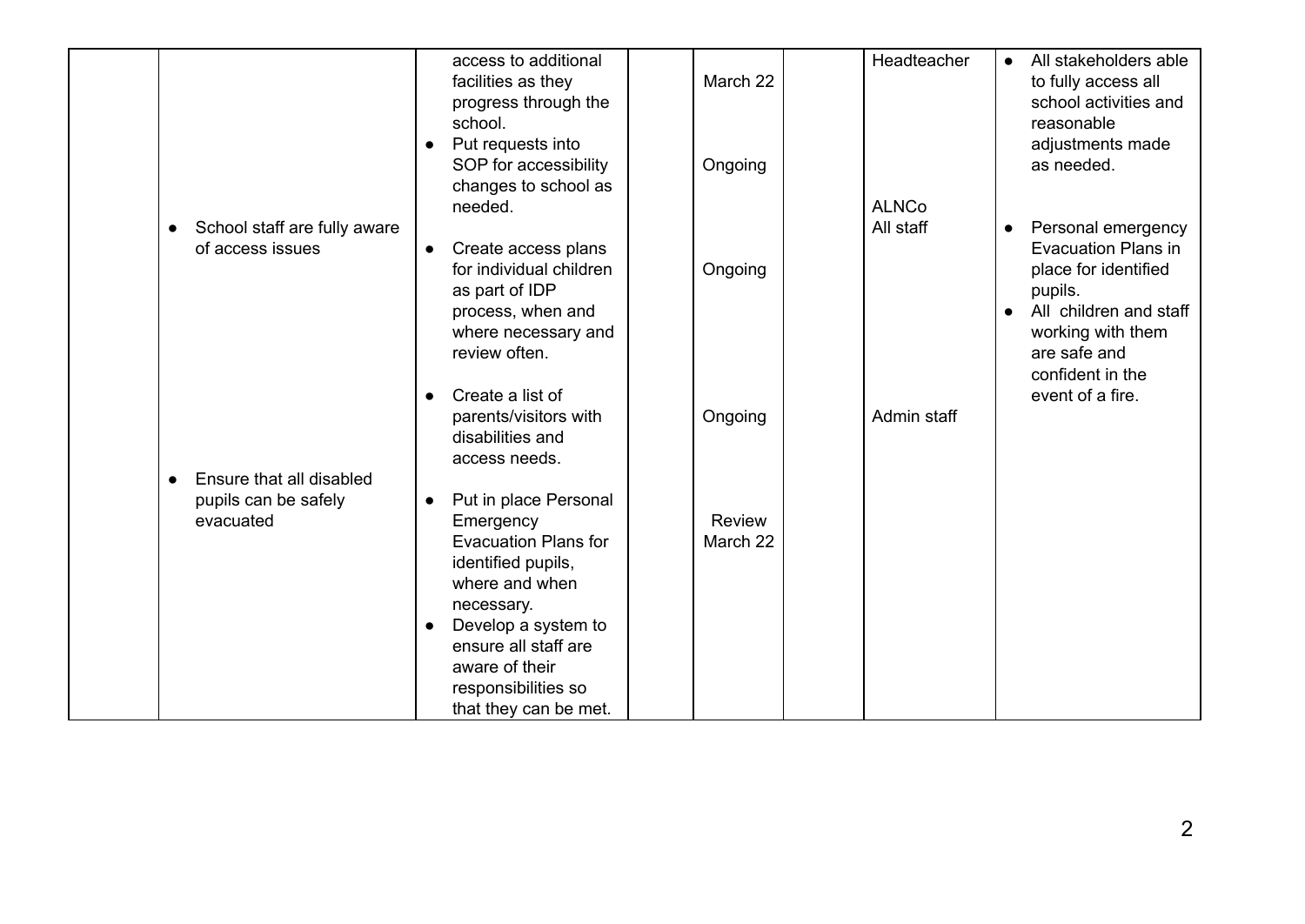| | | | | | | | |
|---|---|---|---|---|---|---|---|
| | • School staff are fully aware of access issues<br><br>• Ensure that all disabled pupils can be safely evacuated | access to additional facilities as they progress through the school.<br>• Put requests into SOP for accessibility changes to school as needed.<br><br>• Create access plans for individual children as part of IDP process, when and where necessary and review often.<br><br>• Create a list of parents/visitors with disabilities and access needs.<br><br>• Put in place Personal Emergency Evacuation Plans for identified pupils, where and when necessary.<br>• Develop a system to ensure all staff are aware of their responsibilities so that they can be met. | | March 22<br><br>Ongoing<br><br>Ongoing<br><br>Ongoing<br><br>Review March 22 | | Headteacher<br><br>ALNCo<br>All staff<br><br>Admin staff | • All stakeholders able to fully access all school activities and reasonable adjustments made as needed.<br><br>• Personal emergency Evacuation Plans in place for identified pupils.<br>• All children and staff working with them are safe and confident in the event of a fire. |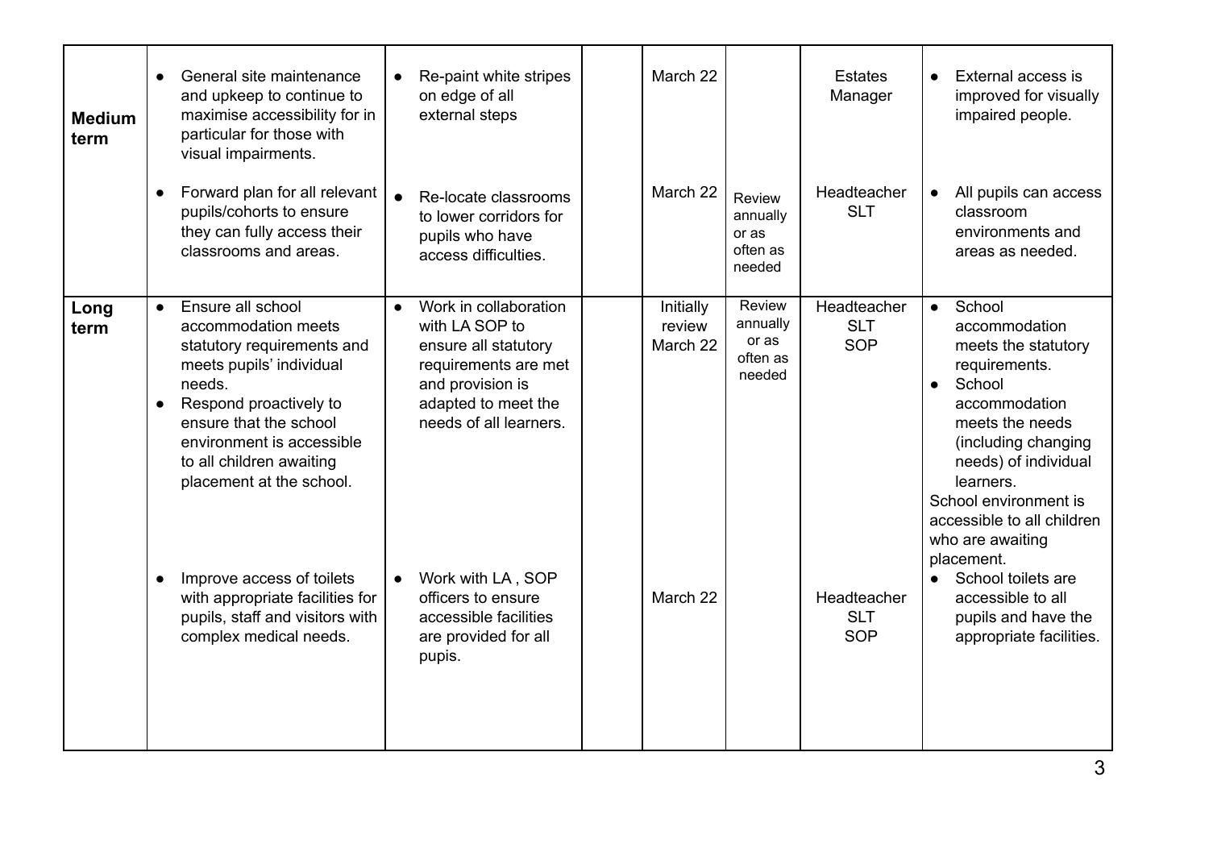| | | | | | | | |
|---|---|---|---|---|---|---|---|
| **Medium term** | • General site maintenance and upkeep to continue to maximise accessibility for in particular for those with visual impairments. | • Re-paint white stripes on edge of all external steps | | March 22 | | Estates Manager | • External access is improved for visually impaired people. |
| | • Forward plan for all relevant pupils/cohorts to ensure they can fully access their classrooms and areas. | • Re-locate classrooms to lower corridors for pupils who have access difficulties. | | March 22 | Review annually or as often as needed | Headteacher SLT | • All pupils can access classroom environments and areas as needed. |
| **Long term** | • Ensure all school accommodation meets statutory requirements and meets pupils' individual needs.<br>• Respond proactively to ensure that the school environment is accessible to all children awaiting placement at the school. | • Work in collaboration with LA SOP to ensure all statutory requirements are met and provision is adapted to meet the needs of all learners. | | Initially review March 22 | Review annually or as often as needed | Headteacher SLT SOP | • School accommodation meets the statutory requirements.<br>• School accommodation meets the needs (including changing needs) of individual learners.<br>School environment is accessible to all children who are awaiting placement. |
| | • Improve access of toilets with appropriate facilities for pupils, staff and visitors with complex medical needs. | • Work with LA , SOP officers to ensure accessible facilities are provided for all pupils. | | March 22 | | Headteacher SLT SOP | • School toilets are accessible to all pupils and have the appropriate facilities. |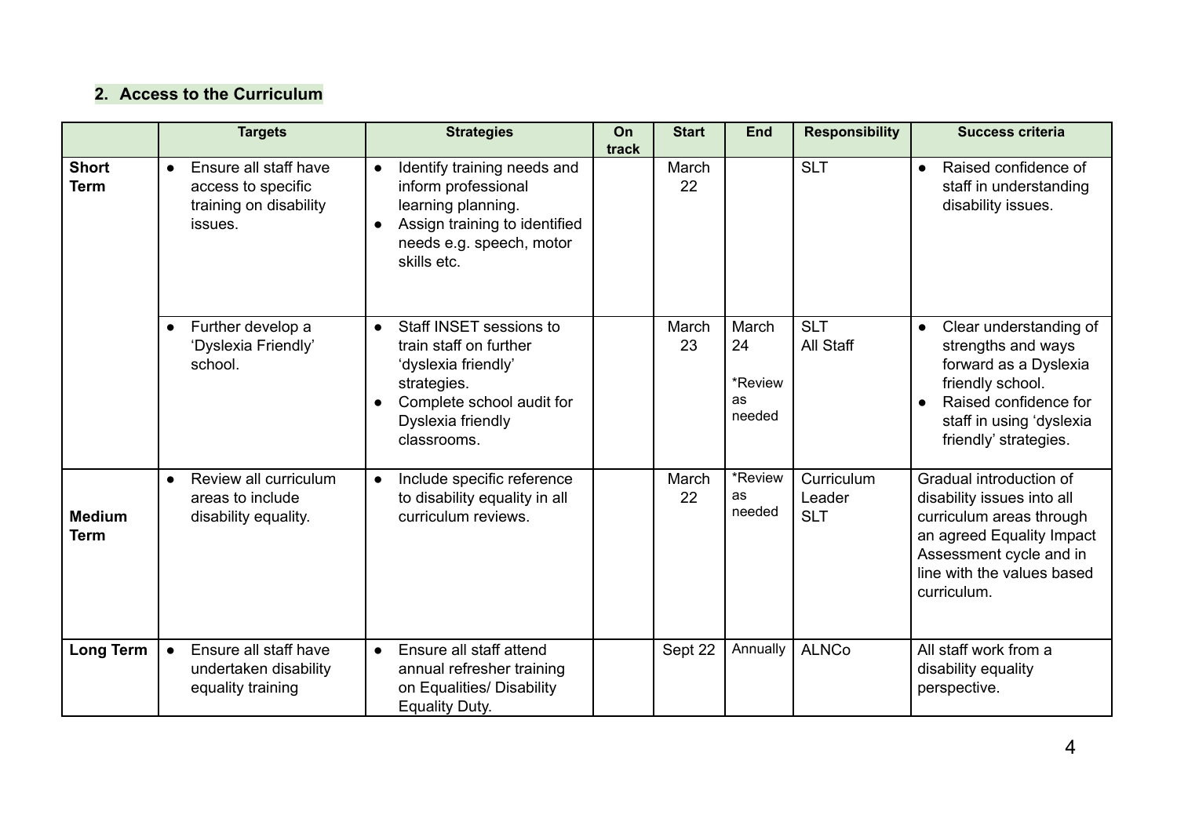## 2. Access to the Curriculum

| | Targets | Strategies | On track | Start | End | Responsibility | Success criteria |
|---|---|---|---|---|---|---|---|
| **Short Term** | • Ensure all staff have access to specific training on disability issues. | • Identify training needs and inform professional learning planning.<br>• Assign training to identified needs e.g. speech, motor skills etc. | | March 22 | | SLT | • Raised confidence of staff in understanding disability issues. |
| | • Further develop a 'Dyslexia Friendly' school. | • Staff INSET sessions to train staff on further 'dyslexia friendly' strategies.<br>• Complete school audit for Dyslexia friendly classrooms. | | March 23 | March 24<br>*Review as needed | SLT<br>All Staff | • Clear understanding of strengths and ways forward as a Dyslexia friendly school.<br>• Raised confidence for staff in using 'dyslexia friendly' strategies. |
| **Medium Term** | • Review all curriculum areas to include disability equality. | • Include specific reference to disability equality in all curriculum reviews. | | March 22 | *Review as needed | Curriculum Leader<br>SLT | Gradual introduction of disability issues into all curriculum areas through an agreed Equality Impact Assessment cycle and in line with the values based curriculum. |
| **Long Term** | • Ensure all staff have undertaken disability equality training | • Ensure all staff attend annual refresher training on Equalities/ Disability Equality Duty. | | Sept 22 | Annually | ALNCo | All staff work from a disability equality perspective. |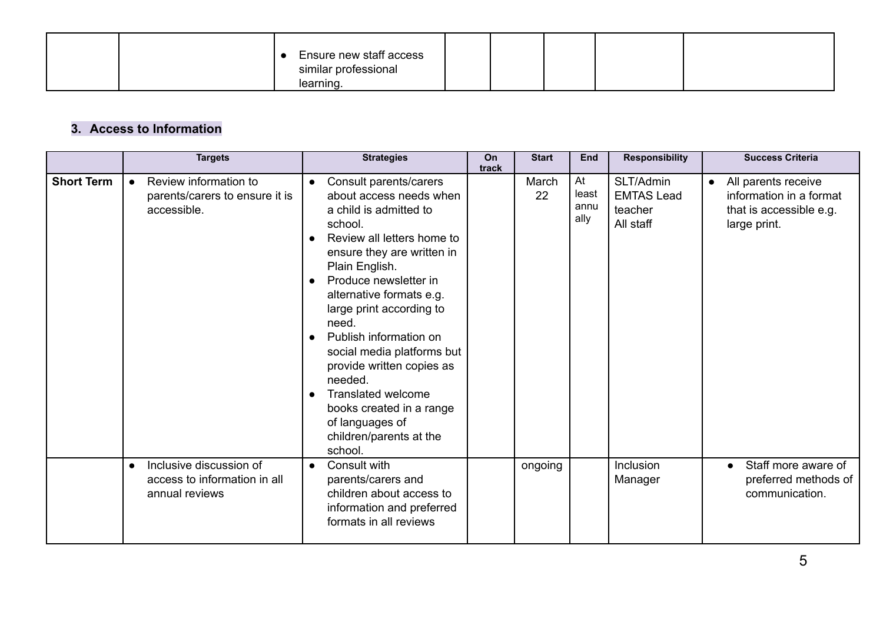| | | Strategies | On track | Start | End | Responsibility | Success Criteria |
|---|---|---|---|---|---|---|---|
| | | • Ensure new staff access similar professional learning. | | | | | |

### 3. Access to Information

| | Targets | Strategies | On track | Start | End | Responsibility | Success Criteria |
|---|---|---|---|---|---|---|---|
| **Short Term** | • Review information to parents/carers to ensure it is accessible. | • Consult parents/carers about access needs when a child is admitted to school.<br>• Review all letters home to ensure they are written in Plain English.<br>• Produce newsletter in alternative formats e.g. large print according to need.<br>• Publish information on social media platforms but provide written copies as needed.<br>• Translated welcome books created in a range of languages of children/parents at the school. | | March 22 | At least annually | SLT/Admin<br>EMTAS Lead teacher<br>All staff | • All parents receive information in a format that is accessible e.g. large print. |
| | • Inclusive discussion of access to information in all annual reviews | • Consult with parents/carers and children about access to information and preferred formats in all reviews | | ongoing | | Inclusion Manager | • Staff more aware of preferred methods of communication. |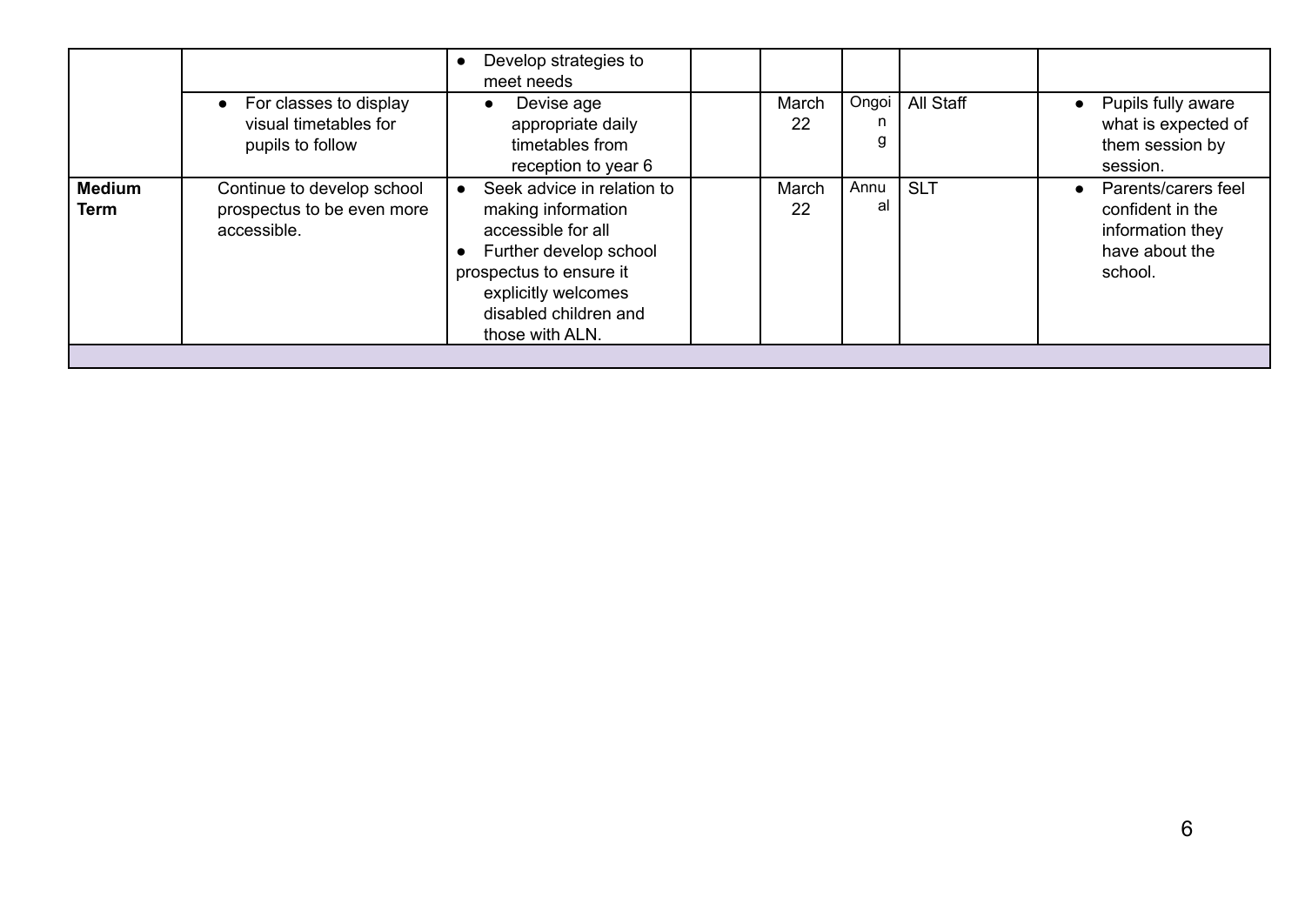| | | | | | | | |
|---|---|---|---|---|---|---|---|
| | | • Develop strategies to meet needs | | | | | |
| | • For classes to display visual timetables for pupils to follow | • Devise age appropriate daily timetables from reception to year 6 | | March 22 | Ongoing | All Staff | • Pupils fully aware what is expected of them session by session. |
| **Medium Term** | Continue to develop school prospectus to be even more accessible. | • Seek advice in relation to making information accessible for all<br>• Further develop school prospectus to ensure it explicitly welcomes disabled children and those with ALN. | | March 22 | Annual | SLT | • Parents/carers feel confident in the information they have about the school. |